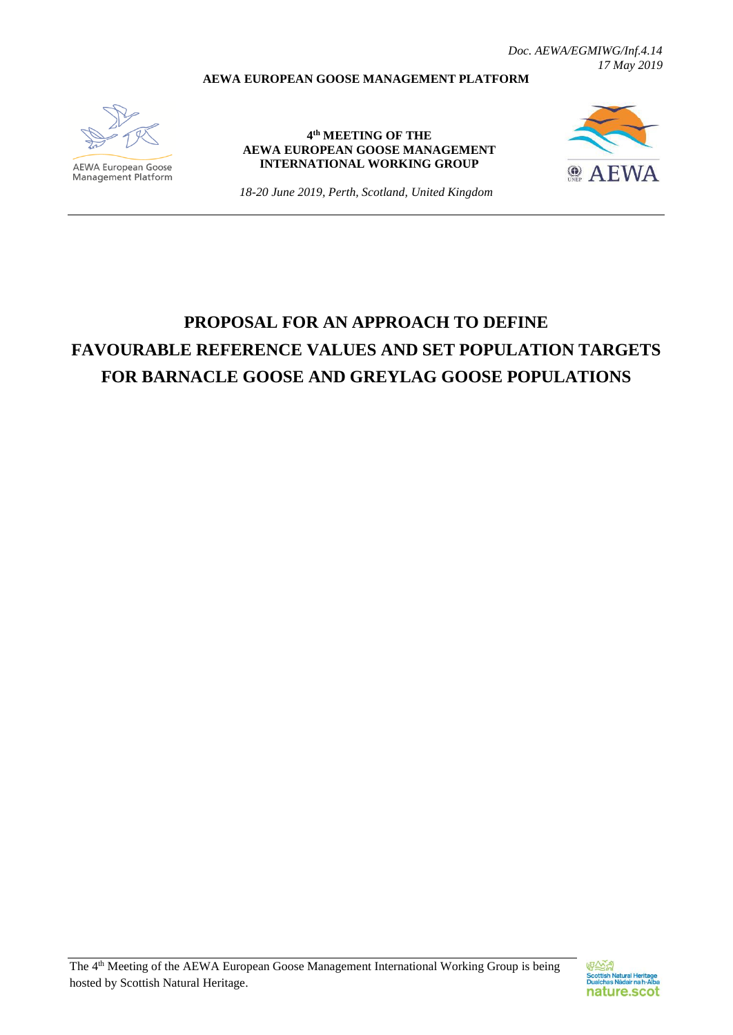*Doc. AEWA/EGMIWG/Inf.4.14*
*17 May 2019*

**AEWA EUROPEAN GOOSE MANAGEMENT PLATFORM**

AEWA European Goose Management Platform

**4th MEETING OF THE AEWA EUROPEAN GOOSE MANAGEMENT INTERNATIONAL WORKING GROUP**

*18-20 June 2019, Perth, Scotland, United Kingdom*

AEWA

# PROPOSAL FOR AN APPROACH TO DEFINE FAVOURABLE REFERENCE VALUES AND SET POPULATION TARGETS FOR BARNACLE GOOSE AND GREYLAG GOOSE POPULATIONS

The 4th Meeting of the AEWA European Goose Management International Working Group is being hosted by Scottish Natural Heritage.

Scottish Natural Heritage
Dualchas Nàdair na h-Alba
nature.scot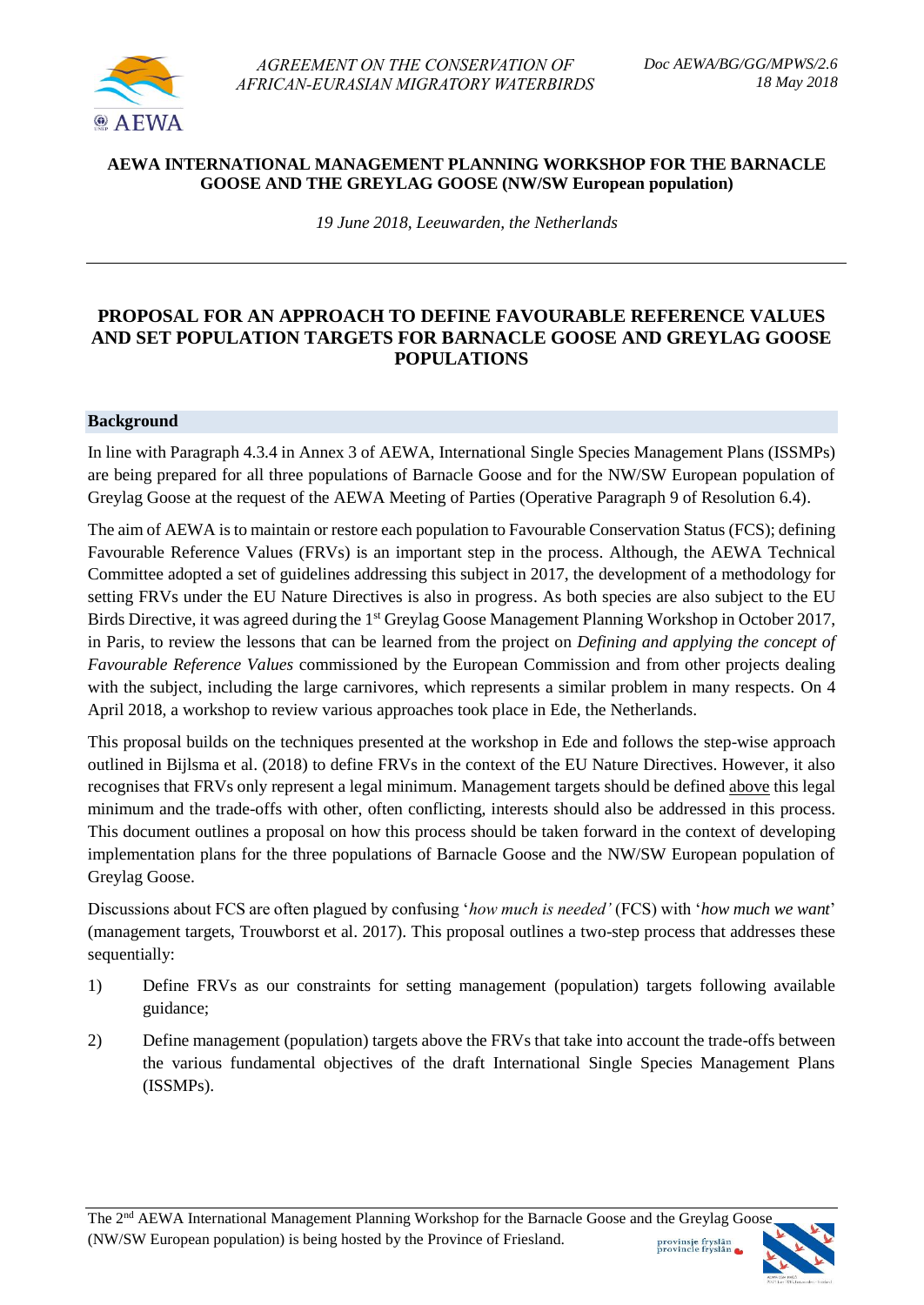AGREEMENT ON THE CONSERVATION OF AFRICAN-EURASIAN MIGRATORY WATERBIRDS

Doc AEWA/BG/GG/MPWS/2.6
18 May 2018

**AEWA INTERNATIONAL MANAGEMENT PLANNING WORKSHOP FOR THE BARNACLE GOOSE AND THE GREYLAG GOOSE (NW/SW European population)**

*19 June 2018, Leeuwarden, the Netherlands*

---

# PROPOSAL FOR AN APPROACH TO DEFINE FAVOURABLE REFERENCE VALUES AND SET POPULATION TARGETS FOR BARNACLE GOOSE AND GREYLAG GOOSE POPULATIONS

## Background

In line with Paragraph 4.3.4 in Annex 3 of AEWA, International Single Species Management Plans (ISSMPs) are being prepared for all three populations of Barnacle Goose and for the NW/SW European population of Greylag Goose at the request of the AEWA Meeting of Parties (Operative Paragraph 9 of Resolution 6.4).

The aim of AEWA is to maintain or restore each population to Favourable Conservation Status (FCS); defining Favourable Reference Values (FRVs) is an important step in the process. Although, the AEWA Technical Committee adopted a set of guidelines addressing this subject in 2017, the development of a methodology for setting FRVs under the EU Nature Directives is also in progress. As both species are also subject to the EU Birds Directive, it was agreed during the 1st Greylag Goose Management Planning Workshop in October 2017, in Paris, to review the lessons that can be learned from the project on *Defining and applying the concept of Favourable Reference Values* commissioned by the European Commission and from other projects dealing with the subject, including the large carnivores, which represents a similar problem in many respects. On 4 April 2018, a workshop to review various approaches took place in Ede, the Netherlands.

This proposal builds on the techniques presented at the workshop in Ede and follows the step-wise approach outlined in Bijlsma et al. (2018) to define FRVs in the context of the EU Nature Directives. However, it also recognises that FRVs only represent a legal minimum. Management targets should be defined above this legal minimum and the trade-offs with other, often conflicting, interests should also be addressed in this process. This document outlines a proposal on how this process should be taken forward in the context of developing implementation plans for the three populations of Barnacle Goose and the NW/SW European population of Greylag Goose.

Discussions about FCS are often plagued by confusing '*how much is needed'* (FCS) with '*how much we want*' (management targets, Trouwborst et al. 2017). This proposal outlines a two-step process that addresses these sequentially:

1) Define FRVs as our constraints for setting management (population) targets following available guidance;
2) Define management (population) targets above the FRVs that take into account the trade-offs between the various fundamental objectives of the draft International Single Species Management Plans (ISSMPs).

The 2nd AEWA International Management Planning Workshop for the Barnacle Goose and the Greylag Goose (NW/SW European population) is being hosted by the Province of Friesland.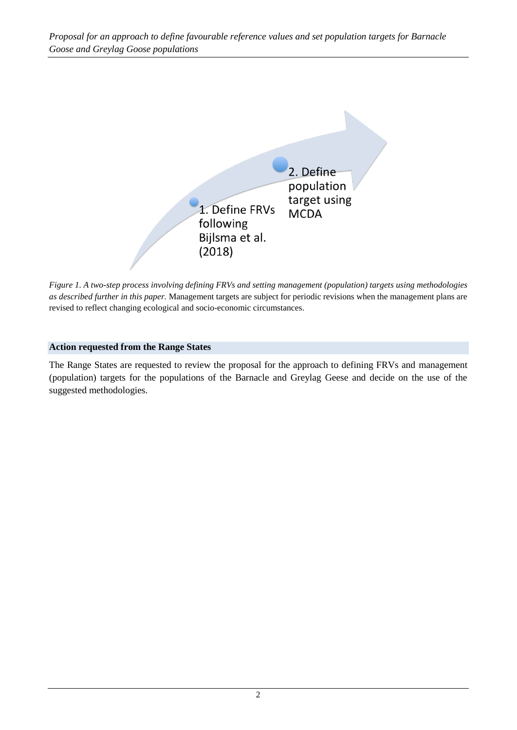1. Define FRVs following Bijlsma et al. (2018)

2. Define population target using MCDA

*Figure 1. A two-step process involving defining FRVs and setting management (population) targets using methodologies as described further in this paper.* Management targets are subject for periodic revisions when the management plans are revised to reflect changing ecological and socio-economic circumstances.

### Action requested from the Range States

The Range States are requested to review the proposal for the approach to defining FRVs and management (population) targets for the populations of the Barnacle and Greylag Geese and decide on the use of the suggested methodologies.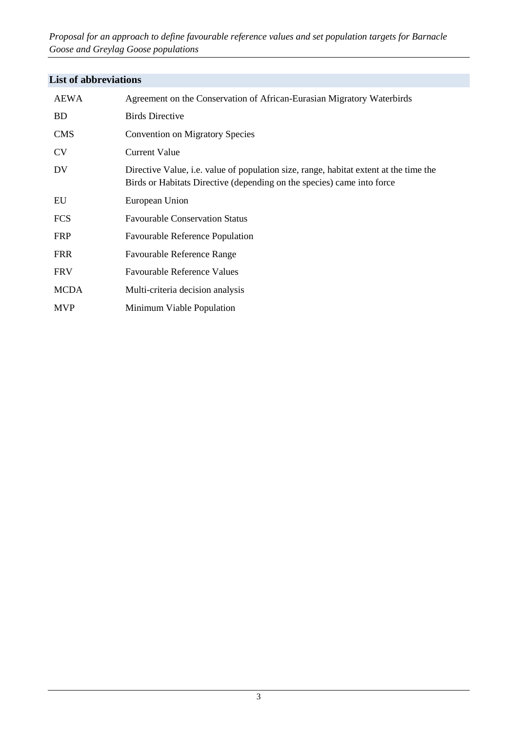## List of abbreviations

| | |
|---|---|
| AEWA | Agreement on the Conservation of African-Eurasian Migratory Waterbirds |
| BD | Birds Directive |
| CMS | Convention on Migratory Species |
| CV | Current Value |
| DV | Directive Value, i.e. value of population size, range, habitat extent at the time the Birds or Habitats Directive (depending on the species) came into force |
| EU | European Union |
| FCS | Favourable Conservation Status |
| FRP | Favourable Reference Population |
| FRR | Favourable Reference Range |
| FRV | Favourable Reference Values |
| MCDA | Multi-criteria decision analysis |
| MVP | Minimum Viable Population |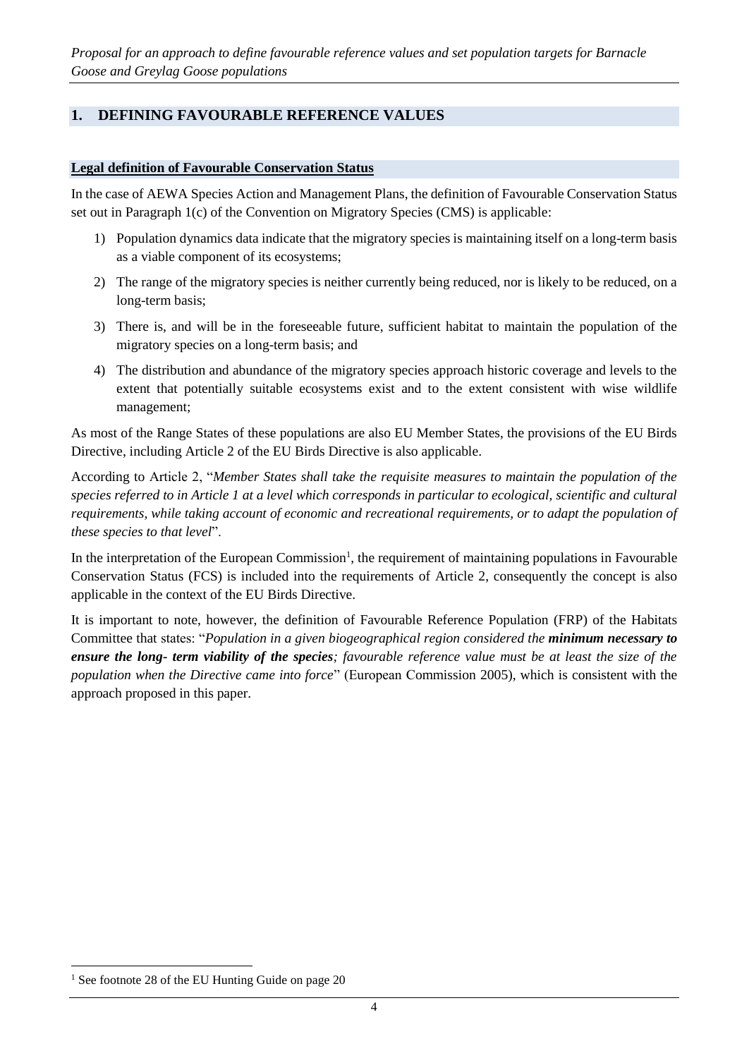## 1. DEFINING FAVOURABLE REFERENCE VALUES

### Legal definition of Favourable Conservation Status

In the case of AEWA Species Action and Management Plans, the definition of Favourable Conservation Status set out in Paragraph 1(c) of the Convention on Migratory Species (CMS) is applicable:

1) Population dynamics data indicate that the migratory species is maintaining itself on a long-term basis as a viable component of its ecosystems;
2) The range of the migratory species is neither currently being reduced, nor is likely to be reduced, on a long-term basis;
3) There is, and will be in the foreseeable future, sufficient habitat to maintain the population of the migratory species on a long-term basis; and
4) The distribution and abundance of the migratory species approach historic coverage and levels to the extent that potentially suitable ecosystems exist and to the extent consistent with wise wildlife management;

As most of the Range States of these populations are also EU Member States, the provisions of the EU Birds Directive, including Article 2 of the EU Birds Directive is also applicable.

According to Article 2, "*Member States shall take the requisite measures to maintain the population of the species referred to in Article 1 at a level which corresponds in particular to ecological, scientific and cultural requirements, while taking account of economic and recreational requirements, or to adapt the population of these species to that level*".

In the interpretation of the European Commission[1], the requirement of maintaining populations in Favourable Conservation Status (FCS) is included into the requirements of Article 2, consequently the concept is also applicable in the context of the EU Birds Directive.

It is important to note, however, the definition of Favourable Reference Population (FRP) of the Habitats Committee that states: "*Population in a given biogeographical region considered the **minimum necessary to ensure the long- term viability of the species**; favourable reference value must be at least the size of the population when the Directive came into force*" (European Commission 2005), which is consistent with the approach proposed in this paper.

[1] See footnote 28 of the EU Hunting Guide on page 20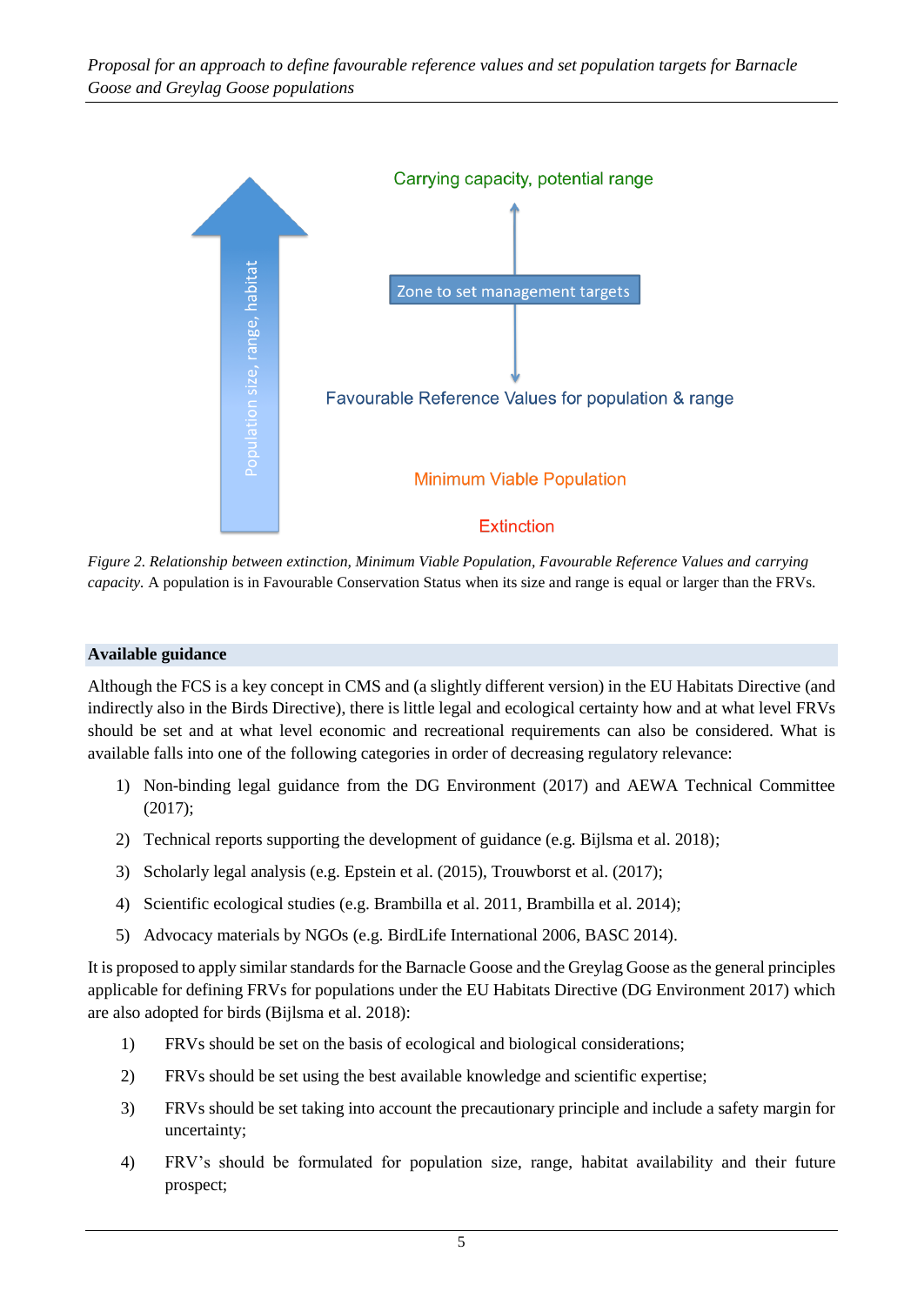*Figure 2. Relationship between extinction, Minimum Viable Population, Favourable Reference Values and carrying capacity*. A population is in Favourable Conservation Status when its size and range is equal or larger than the FRVs.

## Available guidance

Although the FCS is a key concept in CMS and (a slightly different version) in the EU Habitats Directive (and indirectly also in the Birds Directive), there is little legal and ecological certainty how and at what level FRVs should be set and at what level economic and recreational requirements can also be considered. What is available falls into one of the following categories in order of decreasing regulatory relevance:

1) Non-binding legal guidance from the DG Environment (2017) and AEWA Technical Committee (2017);
2) Technical reports supporting the development of guidance (e.g. Bijlsma et al. 2018);
3) Scholarly legal analysis (e.g. Epstein et al. (2015), Trouwborst et al. (2017);
4) Scientific ecological studies (e.g. Brambilla et al. 2011, Brambilla et al. 2014);
5) Advocacy materials by NGOs (e.g. BirdLife International 2006, BASC 2014).

It is proposed to apply similar standards for the Barnacle Goose and the Greylag Goose as the general principles applicable for defining FRVs for populations under the EU Habitats Directive (DG Environment 2017) which are also adopted for birds (Bijlsma et al. 2018):

1) FRVs should be set on the basis of ecological and biological considerations;
2) FRVs should be set using the best available knowledge and scientific expertise;
3) FRVs should be set taking into account the precautionary principle and include a safety margin for uncertainty;
4) FRV's should be formulated for population size, range, habitat availability and their future prospect;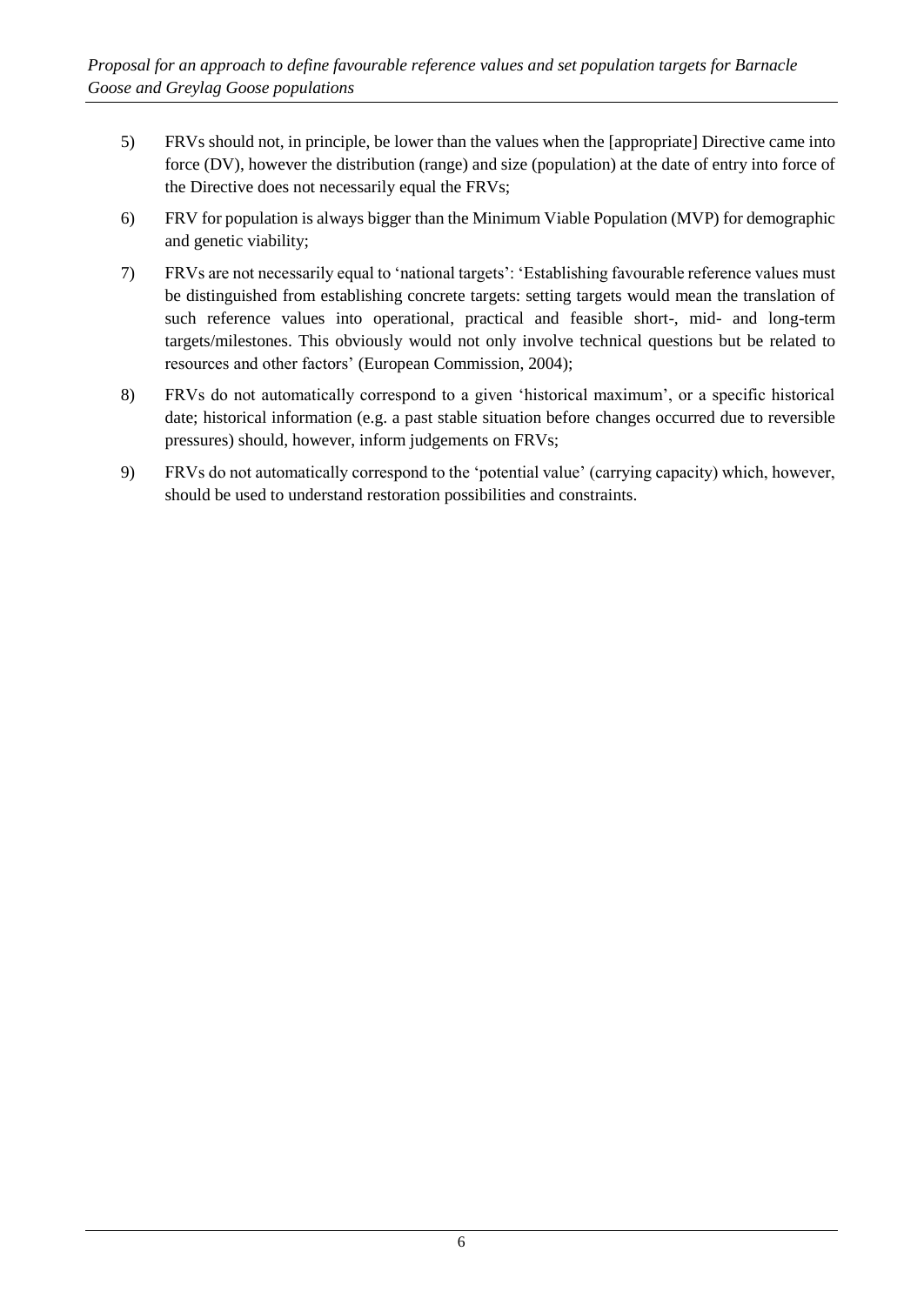5) FRVs should not, in principle, be lower than the values when the [appropriate] Directive came into force (DV), however the distribution (range) and size (population) at the date of entry into force of the Directive does not necessarily equal the FRVs;

6) FRV for population is always bigger than the Minimum Viable Population (MVP) for demographic and genetic viability;

7) FRVs are not necessarily equal to 'national targets': 'Establishing favourable reference values must be distinguished from establishing concrete targets: setting targets would mean the translation of such reference values into operational, practical and feasible short-, mid- and long-term targets/milestones. This obviously would not only involve technical questions but be related to resources and other factors' (European Commission, 2004);

8) FRVs do not automatically correspond to a given 'historical maximum', or a specific historical date; historical information (e.g. a past stable situation before changes occurred due to reversible pressures) should, however, inform judgements on FRVs;

9) FRVs do not automatically correspond to the 'potential value' (carrying capacity) which, however, should be used to understand restoration possibilities and constraints.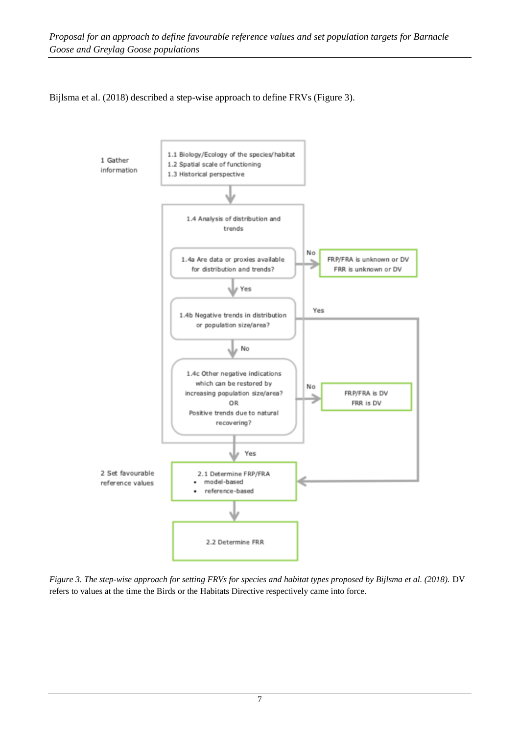Bijlsma et al. (2018) described a step-wise approach to define FRVs (Figure 3).

1 Gather information

1.1 Biology/Ecology of the species/habitat
1.2 Spatial scale of functioning
1.3 Historical perspective

1.4 Analysis of distribution and trends

1.4a Are data or proxies available for distribution and trends?

No → FRP/FRA is unknown or DV FRR is unknown or DV

Yes

1.4b Negative trends in distribution or population size/area?

Yes → 2.1

No

1.4c Other negative indications which can be restored by increasing population size/area? OR Positive trends due to natural recovering?

No → FRP/FRA is DV FRR is DV

Yes

2 Set favourable reference values

2.1 Determine FRP/FRA
- model-based
- reference-based

2.2 Determine FRR

*Figure 3. The step-wise approach for setting FRVs for species and habitat types proposed by Bijlsma et al. (2018).* DV refers to values at the time the Birds or the Habitats Directive respectively came into force.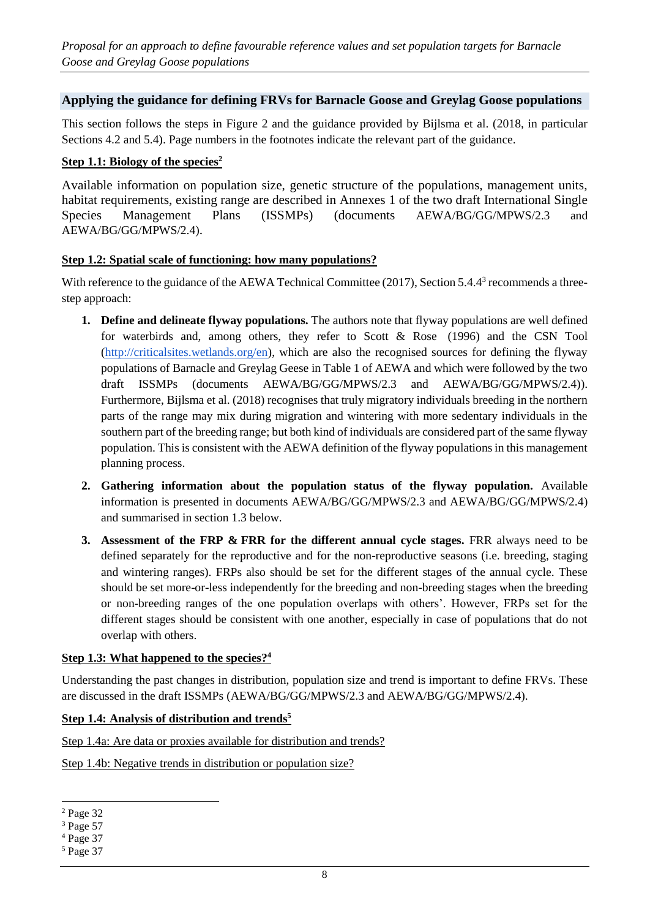## Applying the guidance for defining FRVs for Barnacle Goose and Greylag Goose populations

This section follows the steps in Figure 2 and the guidance provided by Bijlsma et al. (2018, in particular Sections 4.2 and 5.4). Page numbers in the footnotes indicate the relevant part of the guidance.

### Step 1.1: Biology of the species[2]

Available information on population size, genetic structure of the populations, management units, habitat requirements, existing range are described in Annexes 1 of the two draft International Single Species Management Plans (ISSMPs) (documents AEWA/BG/GG/MPWS/2.3 and AEWA/BG/GG/MPWS/2.4).

### Step 1.2: Spatial scale of functioning: how many populations?

With reference to the guidance of the AEWA Technical Committee (2017), Section 5.4.4[3] recommends a three-step approach:

1. **Define and delineate flyway populations.** The authors note that flyway populations are well defined for waterbirds and, among others, they refer to Scott & Rose (1996) and the CSN Tool (http://criticalsites.wetlands.org/en), which are also the recognised sources for defining the flyway populations of Barnacle and Greylag Geese in Table 1 of AEWA and which were followed by the two draft ISSMPs (documents AEWA/BG/GG/MPWS/2.3 and AEWA/BG/GG/MPWS/2.4)). Furthermore, Bijlsma et al. (2018) recognises that truly migratory individuals breeding in the northern parts of the range may mix during migration and wintering with more sedentary individuals in the southern part of the breeding range; but both kind of individuals are considered part of the same flyway population. This is consistent with the AEWA definition of the flyway populations in this management planning process.
2. **Gathering information about the population status of the flyway population.** Available information is presented in documents AEWA/BG/GG/MPWS/2.3 and AEWA/BG/GG/MPWS/2.4) and summarised in section 1.3 below.
3. **Assessment of the FRP & FRR for the different annual cycle stages.** FRR always need to be defined separately for the reproductive and for the non-reproductive seasons (i.e. breeding, staging and wintering ranges). FRPs also should be set for the different stages of the annual cycle. These should be set more-or-less independently for the breeding and non-breeding stages when the breeding or non-breeding ranges of the one population overlaps with others'. However, FRPs set for the different stages should be consistent with one another, especially in case of populations that do not overlap with others.

### Step 1.3: What happened to the species?[4]

Understanding the past changes in distribution, population size and trend is important to define FRVs. These are discussed in the draft ISSMPs (AEWA/BG/GG/MPWS/2.3 and AEWA/BG/GG/MPWS/2.4).

### Step 1.4: Analysis of distribution and trends[5]

Step 1.4a: Are data or proxies available for distribution and trends?

Step 1.4b: Negative trends in distribution or population size?

---

[2] Page 32

[3] Page 57

[4] Page 37

[5] Page 37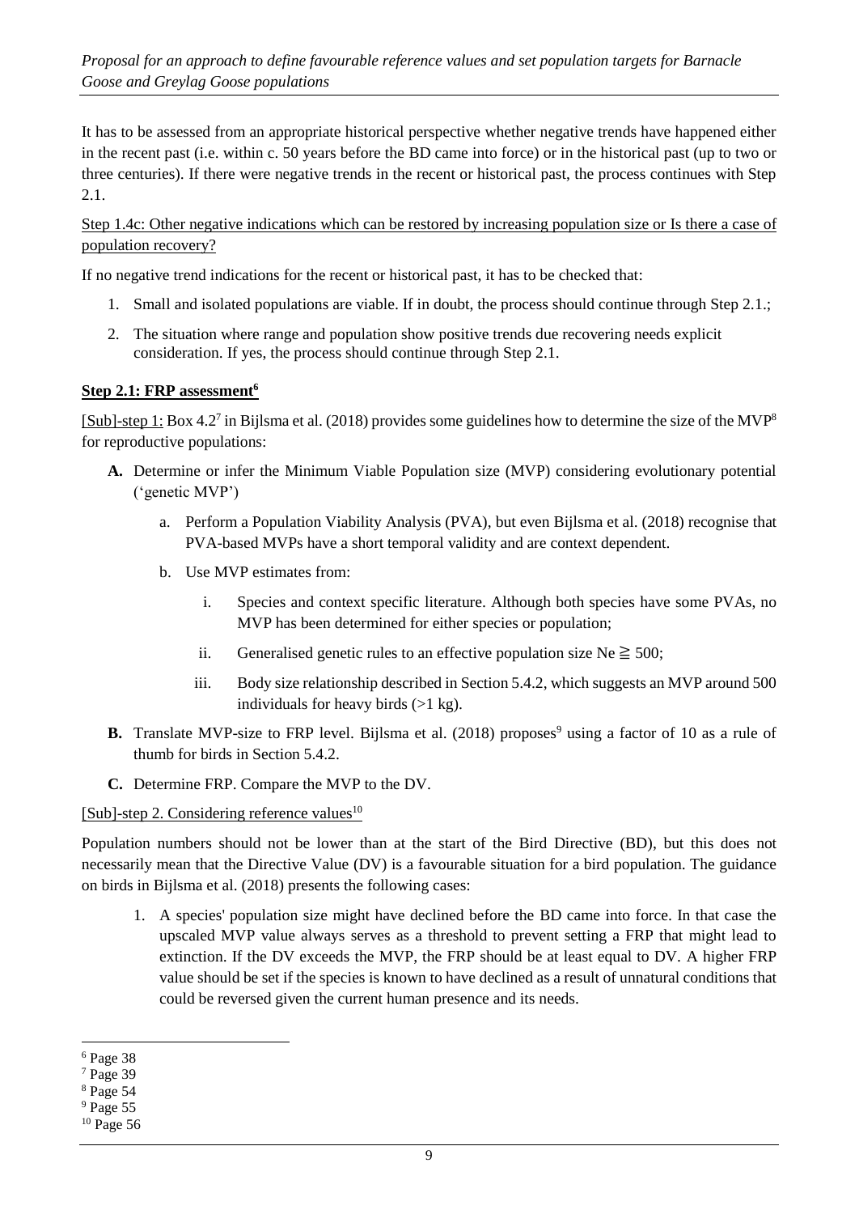It has to be assessed from an appropriate historical perspective whether negative trends have happened either in the recent past (i.e. within c. 50 years before the BD came into force) or in the historical past (up to two or three centuries). If there were negative trends in the recent or historical past, the process continues with Step 2.1.

Step 1.4c: Other negative indications which can be restored by increasing population size or Is there a case of population recovery?

If no negative trend indications for the recent or historical past, it has to be checked that:

1. Small and isolated populations are viable. If in doubt, the process should continue through Step 2.1.;
2. The situation where range and population show positive trends due recovering needs explicit consideration. If yes, the process should continue through Step 2.1.

**Step 2.1: FRP assessment[6]**

[Sub]-step 1: Box 4.2[7] in Bijlsma et al. (2018) provides some guidelines how to determine the size of the MVP[8] for reproductive populations:

- **A.** Determine or infer the Minimum Viable Population size (MVP) considering evolutionary potential ('genetic MVP')
  - a. Perform a Population Viability Analysis (PVA), but even Bijlsma et al. (2018) recognise that PVA-based MVPs have a short temporal validity and are context dependent.
  - b. Use MVP estimates from:
    - i. Species and context specific literature. Although both species have some PVAs, no MVP has been determined for either species or population;
    - ii. Generalised genetic rules to an effective population size $N_e \geqq 500$;
    - iii. Body size relationship described in Section 5.4.2, which suggests an MVP around 500 individuals for heavy birds (>1 kg).
- **B.** Translate MVP-size to FRP level. Bijlsma et al. (2018) proposes[9] using a factor of 10 as a rule of thumb for birds in Section 5.4.2.
- **C.** Determine FRP. Compare the MVP to the DV.

[Sub]-step 2. Considering reference values[10]

Population numbers should not be lower than at the start of the Bird Directive (BD), but this does not necessarily mean that the Directive Value (DV) is a favourable situation for a bird population. The guidance on birds in Bijlsma et al. (2018) presents the following cases:

1. A species' population size might have declined before the BD came into force. In that case the upscaled MVP value always serves as a threshold to prevent setting a FRP that might lead to extinction. If the DV exceeds the MVP, the FRP should be at least equal to DV. A higher FRP value should be set if the species is known to have declined as a result of unnatural conditions that could be reversed given the current human presence and its needs.

---

[6] Page 38

[7] Page 39

[8] Page 54

[9] Page 55

[10] Page 56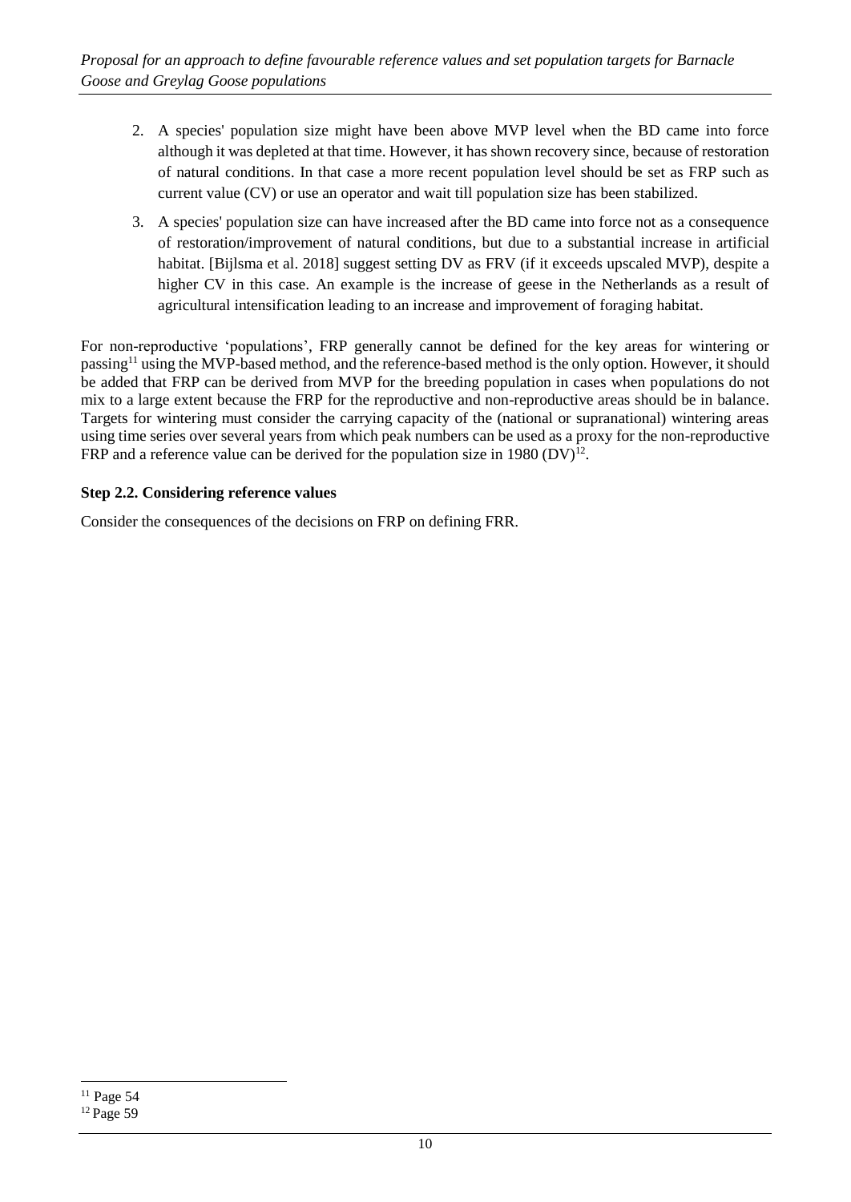2. A species' population size might have been above MVP level when the BD came into force although it was depleted at that time. However, it has shown recovery since, because of restoration of natural conditions. In that case a more recent population level should be set as FRP such as current value (CV) or use an operator and wait till population size has been stabilized.
3. A species' population size can have increased after the BD came into force not as a consequence of restoration/improvement of natural conditions, but due to a substantial increase in artificial habitat. [Bijlsma et al. 2018] suggest setting DV as FRV (if it exceeds upscaled MVP), despite a higher CV in this case. An example is the increase of geese in the Netherlands as a result of agricultural intensification leading to an increase and improvement of foraging habitat.

For non-reproductive 'populations', FRP generally cannot be defined for the key areas for wintering or passing[11] using the MVP-based method, and the reference-based method is the only option. However, it should be added that FRP can be derived from MVP for the breeding population in cases when populations do not mix to a large extent because the FRP for the reproductive and non-reproductive areas should be in balance. Targets for wintering must consider the carrying capacity of the (national or supranational) wintering areas using time series over several years from which peak numbers can be used as a proxy for the non-reproductive FRP and a reference value can be derived for the population size in 1980 (DV)[12].

**Step 2.2. Considering reference values**

Consider the consequences of the decisions on FRP on defining FRR.

[11] Page 54

[12] Page 59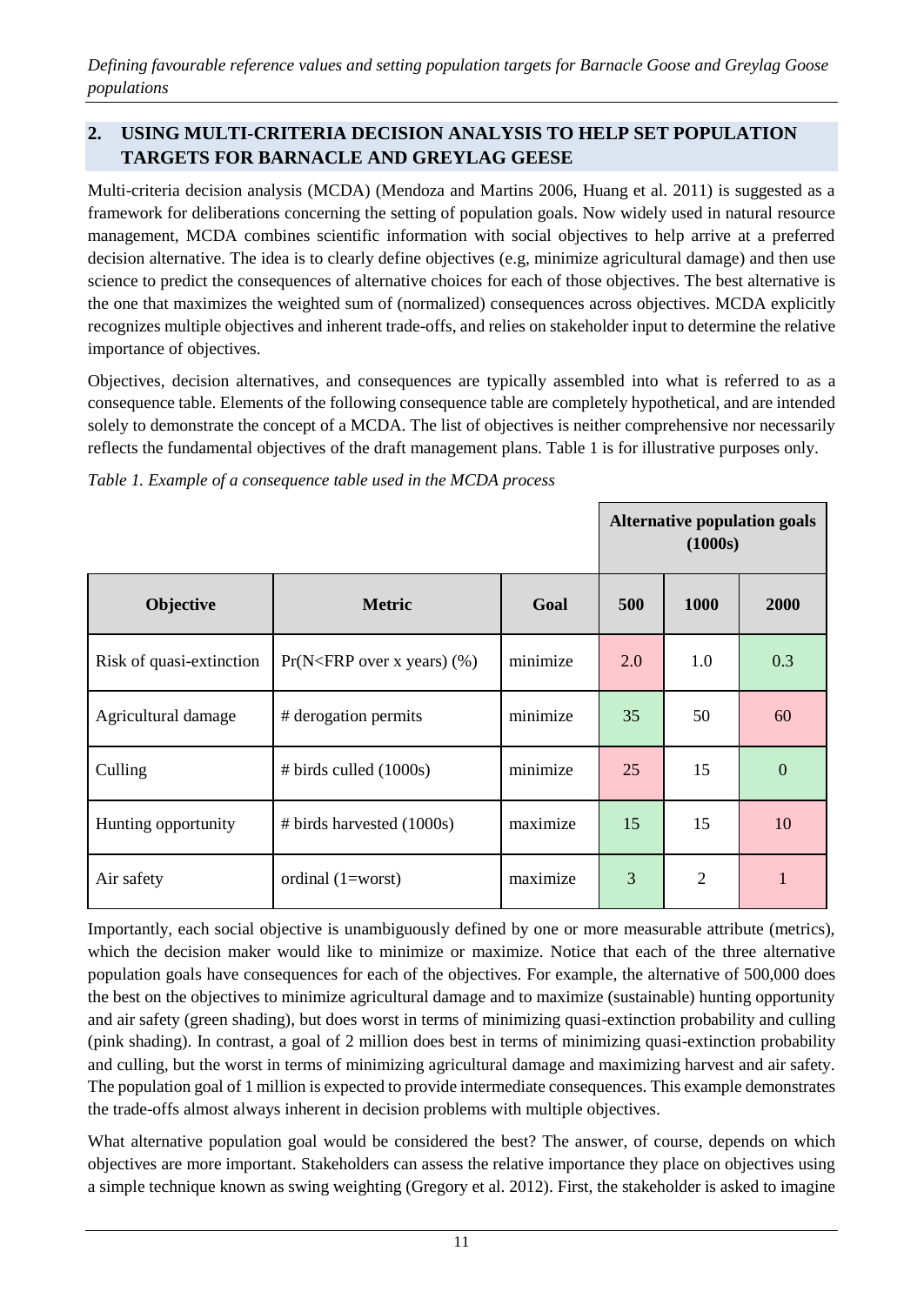## 2. USING MULTI-CRITERIA DECISION ANALYSIS TO HELP SET POPULATION TARGETS FOR BARNACLE AND GREYLAG GEESE

Multi-criteria decision analysis (MCDA) (Mendoza and Martins 2006, Huang et al. 2011) is suggested as a framework for deliberations concerning the setting of population goals. Now widely used in natural resource management, MCDA combines scientific information with social objectives to help arrive at a preferred decision alternative. The idea is to clearly define objectives (e.g, minimize agricultural damage) and then use science to predict the consequences of alternative choices for each of those objectives. The best alternative is the one that maximizes the weighted sum of (normalized) consequences across objectives. MCDA explicitly recognizes multiple objectives and inherent trade-offs, and relies on stakeholder input to determine the relative importance of objectives.

Objectives, decision alternatives, and consequences are typically assembled into what is referred to as a consequence table. Elements of the following consequence table are completely hypothetical, and are intended solely to demonstrate the concept of a MCDA. The list of objectives is neither comprehensive nor necessarily reflects the fundamental objectives of the draft management plans. Table 1 is for illustrative purposes only.

*Table 1. Example of a consequence table used in the MCDA process*

| | | | Alternative population goals (1000s) | | |
|---|---|---|---|---|---|
| **Objective** | **Metric** | **Goal** | **500** | **1000** | **2000** |
| Risk of quasi-extinction | Pr(N<FRP over x years) (%) | minimize | 2.0 | 1.0 | 0.3 |
| Agricultural damage | # derogation permits | minimize | 35 | 50 | 60 |
| Culling | # birds culled (1000s) | minimize | 25 | 15 | 0 |
| Hunting opportunity | # birds harvested (1000s) | maximize | 15 | 15 | 10 |
| Air safety | ordinal (1=worst) | maximize | 3 | 2 | 1 |

Importantly, each social objective is unambiguously defined by one or more measurable attribute (metrics), which the decision maker would like to minimize or maximize. Notice that each of the three alternative population goals have consequences for each of the objectives. For example, the alternative of 500,000 does the best on the objectives to minimize agricultural damage and to maximize (sustainable) hunting opportunity and air safety (green shading), but does worst in terms of minimizing quasi-extinction probability and culling (pink shading). In contrast, a goal of 2 million does best in terms of minimizing quasi-extinction probability and culling, but the worst in terms of minimizing agricultural damage and maximizing harvest and air safety. The population goal of 1 million is expected to provide intermediate consequences. This example demonstrates the trade-offs almost always inherent in decision problems with multiple objectives.

What alternative population goal would be considered the best? The answer, of course, depends on which objectives are more important. Stakeholders can assess the relative importance they place on objectives using a simple technique known as swing weighting (Gregory et al. 2012). First, the stakeholder is asked to imagine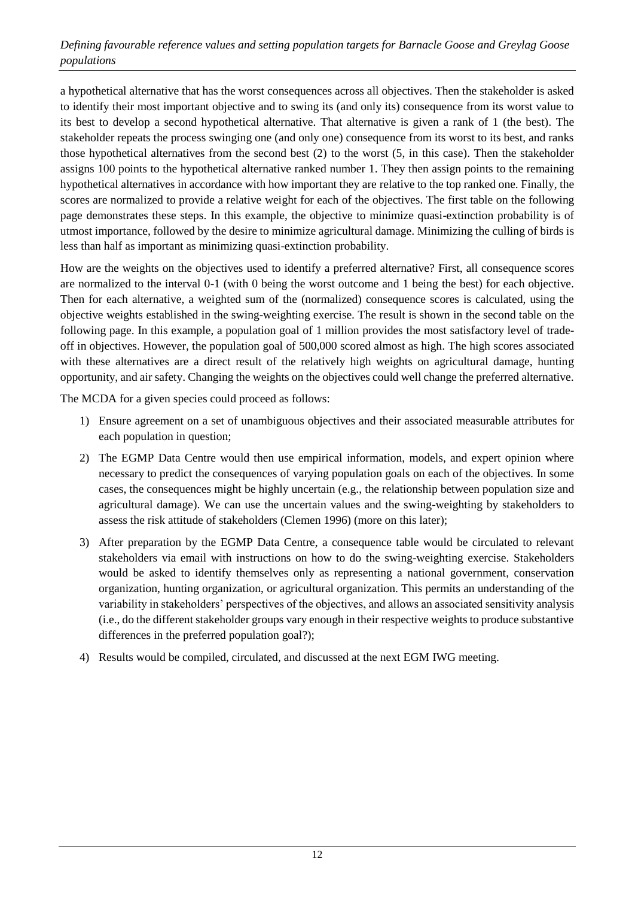a hypothetical alternative that has the worst consequences across all objectives. Then the stakeholder is asked to identify their most important objective and to swing its (and only its) consequence from its worst value to its best to develop a second hypothetical alternative. That alternative is given a rank of 1 (the best). The stakeholder repeats the process swinging one (and only one) consequence from its worst to its best, and ranks those hypothetical alternatives from the second best (2) to the worst (5, in this case). Then the stakeholder assigns 100 points to the hypothetical alternative ranked number 1. They then assign points to the remaining hypothetical alternatives in accordance with how important they are relative to the top ranked one. Finally, the scores are normalized to provide a relative weight for each of the objectives. The first table on the following page demonstrates these steps. In this example, the objective to minimize quasi-extinction probability is of utmost importance, followed by the desire to minimize agricultural damage. Minimizing the culling of birds is less than half as important as minimizing quasi-extinction probability.

How are the weights on the objectives used to identify a preferred alternative? First, all consequence scores are normalized to the interval 0-1 (with 0 being the worst outcome and 1 being the best) for each objective. Then for each alternative, a weighted sum of the (normalized) consequence scores is calculated, using the objective weights established in the swing-weighting exercise. The result is shown in the second table on the following page. In this example, a population goal of 1 million provides the most satisfactory level of trade-off in objectives. However, the population goal of 500,000 scored almost as high. The high scores associated with these alternatives are a direct result of the relatively high weights on agricultural damage, hunting opportunity, and air safety. Changing the weights on the objectives could well change the preferred alternative.

The MCDA for a given species could proceed as follows:

1) Ensure agreement on a set of unambiguous objectives and their associated measurable attributes for each population in question;
2) The EGMP Data Centre would then use empirical information, models, and expert opinion where necessary to predict the consequences of varying population goals on each of the objectives. In some cases, the consequences might be highly uncertain (e.g., the relationship between population size and agricultural damage). We can use the uncertain values and the swing-weighting by stakeholders to assess the risk attitude of stakeholders (Clemen 1996) (more on this later);
3) After preparation by the EGMP Data Centre, a consequence table would be circulated to relevant stakeholders via email with instructions on how to do the swing-weighting exercise. Stakeholders would be asked to identify themselves only as representing a national government, conservation organization, hunting organization, or agricultural organization. This permits an understanding of the variability in stakeholders' perspectives of the objectives, and allows an associated sensitivity analysis (i.e., do the different stakeholder groups vary enough in their respective weights to produce substantive differences in the preferred population goal?);
4) Results would be compiled, circulated, and discussed at the next EGM IWG meeting.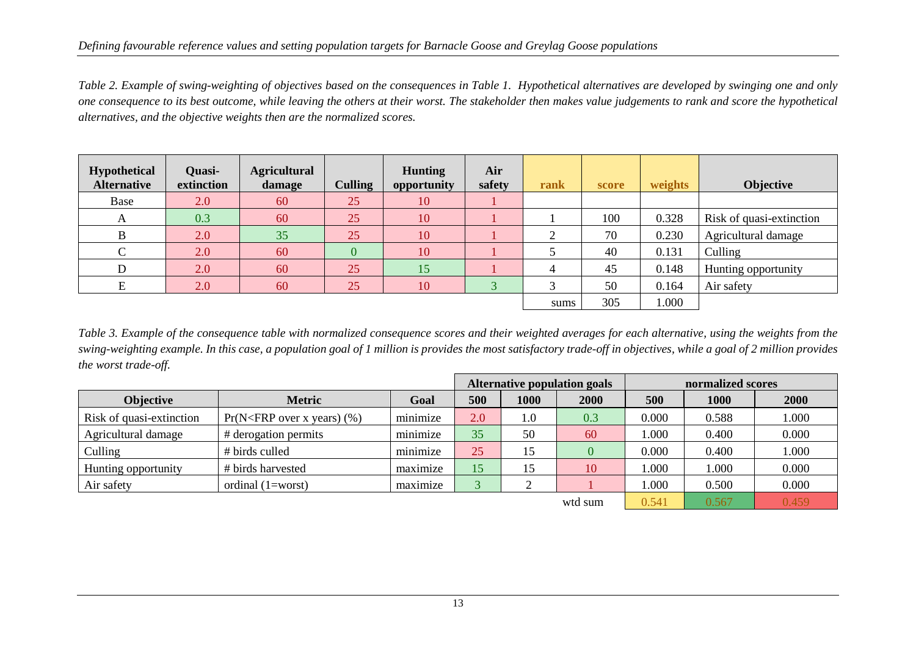*Table 2. Example of swing-weighting of objectives based on the consequences in Table 1. Hypothetical alternatives are developed by swinging one and only one consequence to its best outcome, while leaving the others at their worst. The stakeholder then makes value judgements to rank and score the hypothetical alternatives, and the objective weights then are the normalized scores.*

| Hypothetical Alternative | Quasi-extinction | Agricultural damage | Culling | Hunting opportunity | Air safety | rank | score | weights | Objective |
|---|---|---|---|---|---|---|---|---|---|
| Base | 2.0 | 60 | 25 | 10 | 1 | | | | |
| A | 0.3 | 60 | 25 | 10 | 1 | 1 | 100 | 0.328 | Risk of quasi-extinction |
| B | 2.0 | 35 | 25 | 10 | 1 | 2 | 70 | 0.230 | Agricultural damage |
| C | 2.0 | 60 | 0 | 10 | 1 | 5 | 40 | 0.131 | Culling |
| D | 2.0 | 60 | 25 | 15 | 1 | 4 | 45 | 0.148 | Hunting opportunity |
| E | 2.0 | 60 | 25 | 10 | 3 | 3 | 50 | 0.164 | Air safety |
| | | | | | | sums | 305 | 1.000 | |

*Table 3. Example of the consequence table with normalized consequence scores and their weighted averages for each alternative, using the weights from the swing-weighting example. In this case, a population goal of 1 million is provides the most satisfactory trade-off in objectives, while a goal of 2 million provides the worst trade-off.*

| | | | Alternative population goals | | | normalized scores | | |
|---|---|---|---|---|---|---|---|---|
| Objective | Metric | Goal | 500 | 1000 | 2000 | 500 | 1000 | 2000 |
| Risk of quasi-extinction | Pr(N<FRP over x years) (%) | minimize | 2.0 | 1.0 | 0.3 | 0.000 | 0.588 | 1.000 |
| Agricultural damage | # derogation permits | minimize | 35 | 50 | 60 | 1.000 | 0.400 | 0.000 |
| Culling | # birds culled | minimize | 25 | 15 | 0 | 0.000 | 0.400 | 1.000 |
| Hunting opportunity | # birds harvested | maximize | 15 | 15 | 10 | 1.000 | 1.000 | 0.000 |
| Air safety | ordinal (1=worst) | maximize | 3 | 2 | 1 | 1.000 | 0.500 | 0.000 |
| | | | | | wtd sum | 0.541 | 0.567 | 0.459 |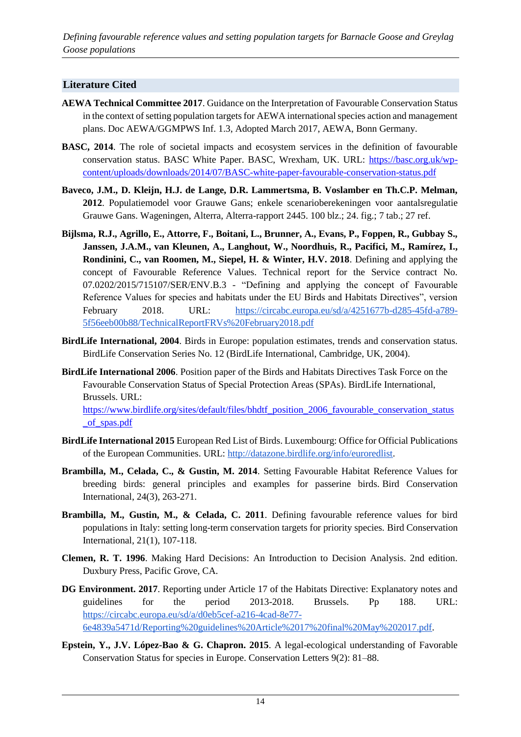## Literature Cited

**AEWA Technical Committee 2017**. Guidance on the Interpretation of Favourable Conservation Status in the context of setting population targets for AEWA international species action and management plans. Doc AEWA/GGMPWS Inf. 1.3, Adopted March 2017, AEWA, Bonn Germany.

**BASC, 2014**. The role of societal impacts and ecosystem services in the definition of favourable conservation status. BASC White Paper. BASC, Wrexham, UK. URL: https://basc.org.uk/wp-content/uploads/downloads/2014/07/BASC-white-paper-favourable-conservation-status.pdf

**Baveco, J.M., D. Kleijn, H.J. de Lange, D.R. Lammertsma, B. Voslamber en Th.C.P. Melman, 2012**. Populatiemodel voor Grauwe Gans; enkele scenarioberekeningen voor aantalsregulatie Grauwe Gans. Wageningen, Alterra, Alterra-rapport 2445. 100 blz.; 24. fig.; 7 tab.; 27 ref.

**Bijlsma, R.J., Agrillo, E., Attorre, F., Boitani, L., Brunner, A., Evans, P., Foppen, R., Gubbay S., Janssen, J.A.M., van Kleunen, A., Langhout, W., Noordhuis, R., Pacifici, M., Ramírez, I., Rondinini, C., van Roomen, M., Siepel, H. & Winter, H.V. 2018**. Defining and applying the concept of Favourable Reference Values. Technical report for the Service contract No. 07.0202/2015/715107/SER/ENV.B.3 - "Defining and applying the concept of Favourable Reference Values for species and habitats under the EU Birds and Habitats Directives", version February 2018. URL: https://circabc.europa.eu/sd/a/4251677b-d285-45fd-a789-5f56eeb00b88/TechnicalReportFRVs%20February2018.pdf

**BirdLife International, 2004**. Birds in Europe: population estimates, trends and conservation status. BirdLife Conservation Series No. 12 (BirdLife International, Cambridge, UK, 2004).

**BirdLife International 2006**. Position paper of the Birds and Habitats Directives Task Force on the Favourable Conservation Status of Special Protection Areas (SPAs). BirdLife International, Brussels. URL: https://www.birdlife.org/sites/default/files/bhdtf_position_2006_favourable_conservation_status_of_spas.pdf

**BirdLife International 2015** European Red List of Birds. Luxembourg: Office for Official Publications of the European Communities. URL: http://datazone.birdlife.org/info/euroredlist.

**Brambilla, M., Celada, C., & Gustin, M. 2014**. Setting Favourable Habitat Reference Values for breeding birds: general principles and examples for passerine birds. Bird Conservation International, 24(3), 263-271.

**Brambilla, M., Gustin, M., & Celada, C. 2011**. Defining favourable reference values for bird populations in Italy: setting long-term conservation targets for priority species. Bird Conservation International, 21(1), 107-118.

**Clemen, R. T. 1996**. Making Hard Decisions: An Introduction to Decision Analysis. 2nd edition. Duxbury Press, Pacific Grove, CA.

**DG Environment. 2017**. Reporting under Article 17 of the Habitats Directive: Explanatory notes and guidelines for the period 2013-2018. Brussels. Pp 188. URL: https://circabc.europa.eu/sd/a/d0eb5cef-a216-4cad-8e77-6e4839a5471d/Reporting%20guidelines%20Article%2017%20final%20May%202017.pdf.

**Epstein, Y., J.V. López-Bao & G. Chapron. 2015**. A legal-ecological understanding of Favorable Conservation Status for species in Europe. Conservation Letters 9(2): 81–88.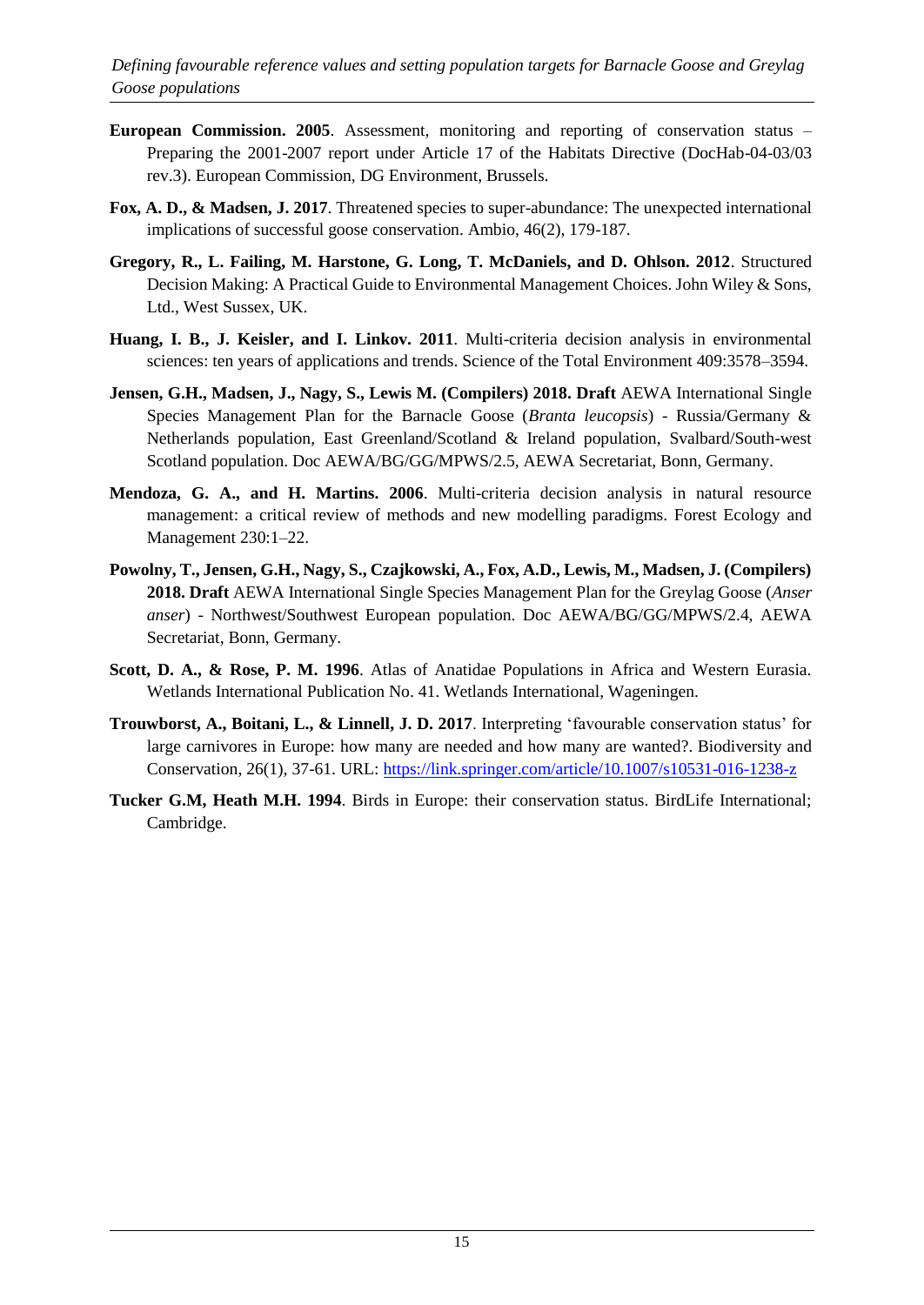**European Commission. 2005**. Assessment, monitoring and reporting of conservation status – Preparing the 2001-2007 report under Article 17 of the Habitats Directive (DocHab-04-03/03 rev.3). European Commission, DG Environment, Brussels.

**Fox, A. D., & Madsen, J. 2017**. Threatened species to super-abundance: The unexpected international implications of successful goose conservation. Ambio, 46(2), 179-187.

**Gregory, R., L. Failing, M. Harstone, G. Long, T. McDaniels, and D. Ohlson. 2012**. Structured Decision Making: A Practical Guide to Environmental Management Choices. John Wiley & Sons, Ltd., West Sussex, UK.

**Huang, I. B., J. Keisler, and I. Linkov. 2011**. Multi-criteria decision analysis in environmental sciences: ten years of applications and trends. Science of the Total Environment 409:3578–3594.

**Jensen, G.H., Madsen, J., Nagy, S., Lewis M. (Compilers) 2018. Draft** AEWA International Single Species Management Plan for the Barnacle Goose (*Branta leucopsis*) - Russia/Germany & Netherlands population, East Greenland/Scotland & Ireland population, Svalbard/South-west Scotland population. Doc AEWA/BG/GG/MPWS/2.5, AEWA Secretariat, Bonn, Germany.

**Mendoza, G. A., and H. Martins. 2006**. Multi-criteria decision analysis in natural resource management: a critical review of methods and new modelling paradigms. Forest Ecology and Management 230:1–22.

**Powolny, T., Jensen, G.H., Nagy, S., Czajkowski, A., Fox, A.D., Lewis, M., Madsen, J. (Compilers) 2018. Draft** AEWA International Single Species Management Plan for the Greylag Goose (*Anser anser*) - Northwest/Southwest European population. Doc AEWA/BG/GG/MPWS/2.4, AEWA Secretariat, Bonn, Germany.

**Scott, D. A., & Rose, P. M. 1996**. Atlas of Anatidae Populations in Africa and Western Eurasia. Wetlands International Publication No. 41. Wetlands International, Wageningen.

**Trouwborst, A., Boitani, L., & Linnell, J. D. 2017**. Interpreting 'favourable conservation status' for large carnivores in Europe: how many are needed and how many are wanted?. Biodiversity and Conservation, 26(1), 37-61. URL: https://link.springer.com/article/10.1007/s10531-016-1238-z

**Tucker G.M, Heath M.H. 1994**. Birds in Europe: their conservation status. BirdLife International; Cambridge.